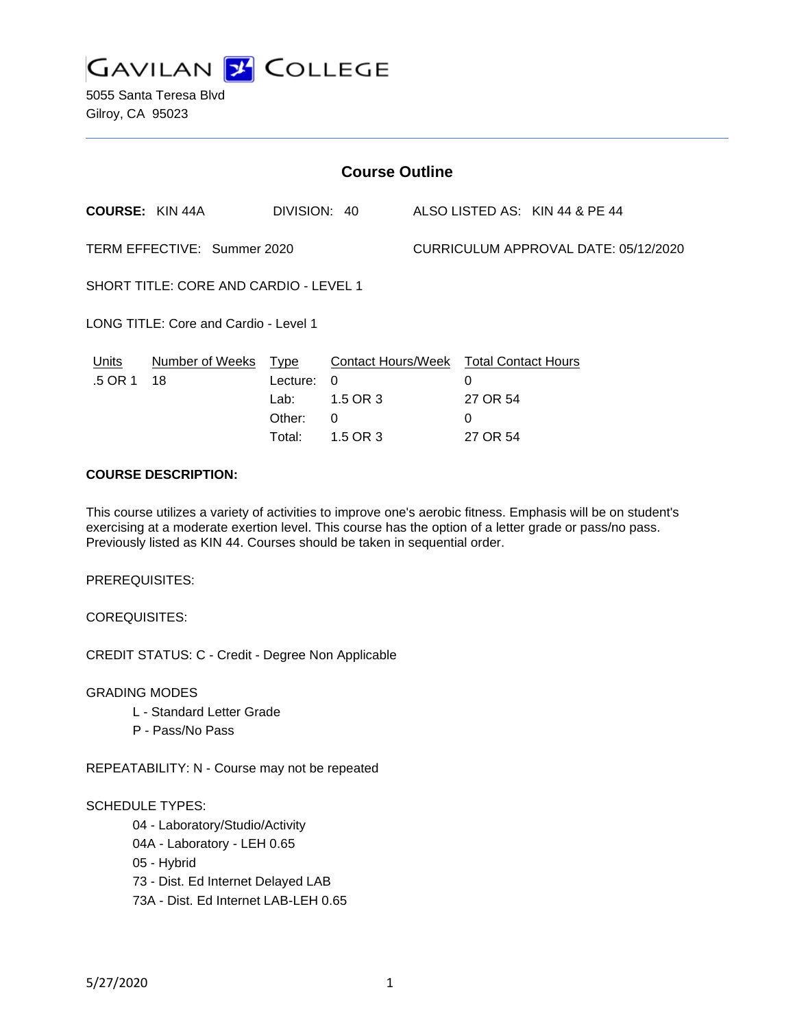# GAVILAN COLLEGE

5055 Santa Teresa Blvd
Gilroy, CA 95023

## Course Outline

**COURSE:** KIN 44A DIVISION: 40 ALSO LISTED AS: KIN 44 & PE 44

TERM EFFECTIVE: Summer 2020 CURRICULUM APPROVAL DATE: 05/12/2020

SHORT TITLE: CORE AND CARDIO - LEVEL 1

LONG TITLE: Core and Cardio - Level 1

| Units | Number of Weeks | Type | Contact Hours/Week | Total Contact Hours |
|---|---|---|---|---|
| .5 OR 1 | 18 | Lecture: | 0 | 0 |
| | | Lab: | 1.5 OR 3 | 27 OR 54 |
| | | Other: | 0 | 0 |
| | | Total: | 1.5 OR 3 | 27 OR 54 |

**COURSE DESCRIPTION:**

This course utilizes a variety of activities to improve one's aerobic fitness. Emphasis will be on student's exercising at a moderate exertion level. This course has the option of a letter grade or pass/no pass. Previously listed as KIN 44. Courses should be taken in sequential order.

PREREQUISITES:

COREQUISITES:

CREDIT STATUS: C - Credit - Degree Non Applicable

GRADING MODES

- L - Standard Letter Grade
- P - Pass/No Pass

REPEATABILITY: N - Course may not be repeated

SCHEDULE TYPES:

- 04 - Laboratory/Studio/Activity
- 04A - Laboratory - LEH 0.65
- 05 - Hybrid
- 73 - Dist. Ed Internet Delayed LAB
- 73A - Dist. Ed Internet LAB-LEH 0.65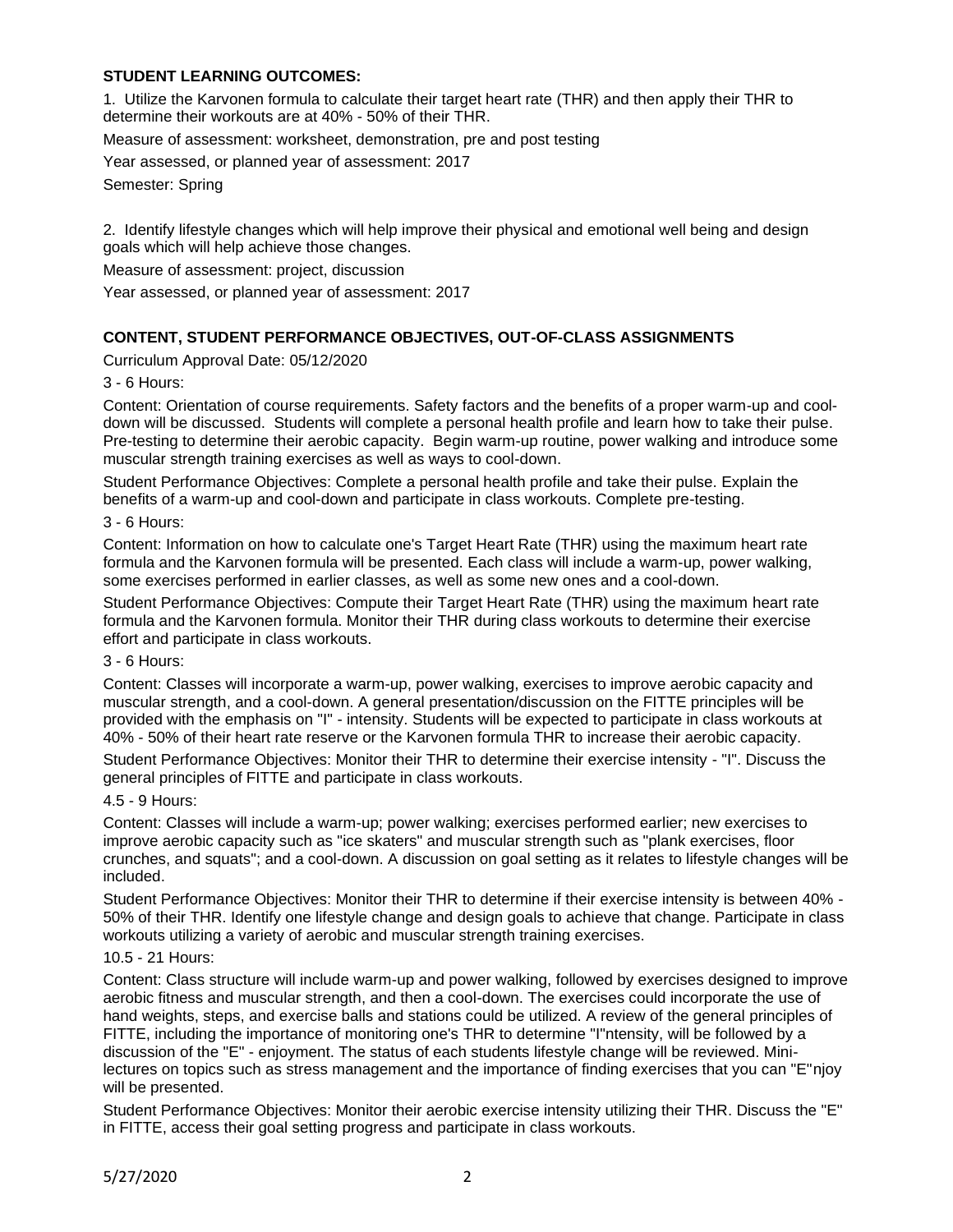**STUDENT LEARNING OUTCOMES:**

1. Utilize the Karvonen formula to calculate their target heart rate (THR) and then apply their THR to determine their workouts are at 40% - 50% of their THR.

Measure of assessment: worksheet, demonstration, pre and post testing

Year assessed, or planned year of assessment: 2017

Semester: Spring

2. Identify lifestyle changes which will help improve their physical and emotional well being and design goals which will help achieve those changes.

Measure of assessment: project, discussion

Year assessed, or planned year of assessment: 2017

**CONTENT, STUDENT PERFORMANCE OBJECTIVES, OUT-OF-CLASS ASSIGNMENTS**

Curriculum Approval Date: 05/12/2020

3 - 6 Hours:

Content: Orientation of course requirements. Safety factors and the benefits of a proper warm-up and cool-down will be discussed. Students will complete a personal health profile and learn how to take their pulse. Pre-testing to determine their aerobic capacity. Begin warm-up routine, power walking and introduce some muscular strength training exercises as well as ways to cool-down.

Student Performance Objectives: Complete a personal health profile and take their pulse. Explain the benefits of a warm-up and cool-down and participate in class workouts. Complete pre-testing.

3 - 6 Hours:

Content: Information on how to calculate one's Target Heart Rate (THR) using the maximum heart rate formula and the Karvonen formula will be presented. Each class will include a warm-up, power walking, some exercises performed in earlier classes, as well as some new ones and a cool-down.

Student Performance Objectives: Compute their Target Heart Rate (THR) using the maximum heart rate formula and the Karvonen formula. Monitor their THR during class workouts to determine their exercise effort and participate in class workouts.

3 - 6 Hours:

Content: Classes will incorporate a warm-up, power walking, exercises to improve aerobic capacity and muscular strength, and a cool-down. A general presentation/discussion on the FITTE principles will be provided with the emphasis on "I" - intensity. Students will be expected to participate in class workouts at 40% - 50% of their heart rate reserve or the Karvonen formula THR to increase their aerobic capacity.

Student Performance Objectives: Monitor their THR to determine their exercise intensity - "I". Discuss the general principles of FITTE and participate in class workouts.

4.5 - 9 Hours:

Content: Classes will include a warm-up; power walking; exercises performed earlier; new exercises to improve aerobic capacity such as "ice skaters" and muscular strength such as "plank exercises, floor crunches, and squats"; and a cool-down. A discussion on goal setting as it relates to lifestyle changes will be included.

Student Performance Objectives: Monitor their THR to determine if their exercise intensity is between 40% - 50% of their THR. Identify one lifestyle change and design goals to achieve that change. Participate in class workouts utilizing a variety of aerobic and muscular strength training exercises.

10.5 - 21 Hours:

Content: Class structure will include warm-up and power walking, followed by exercises designed to improve aerobic fitness and muscular strength, and then a cool-down. The exercises could incorporate the use of hand weights, steps, and exercise balls and stations could be utilized. A review of the general principles of FITTE, including the importance of monitoring one's THR to determine "I"ntensity, will be followed by a discussion of the "E" - enjoyment. The status of each students lifestyle change will be reviewed. Mini-lectures on topics such as stress management and the importance of finding exercises that you can "E"njoy will be presented.

Student Performance Objectives: Monitor their aerobic exercise intensity utilizing their THR. Discuss the "E" in FITTE, access their goal setting progress and participate in class workouts.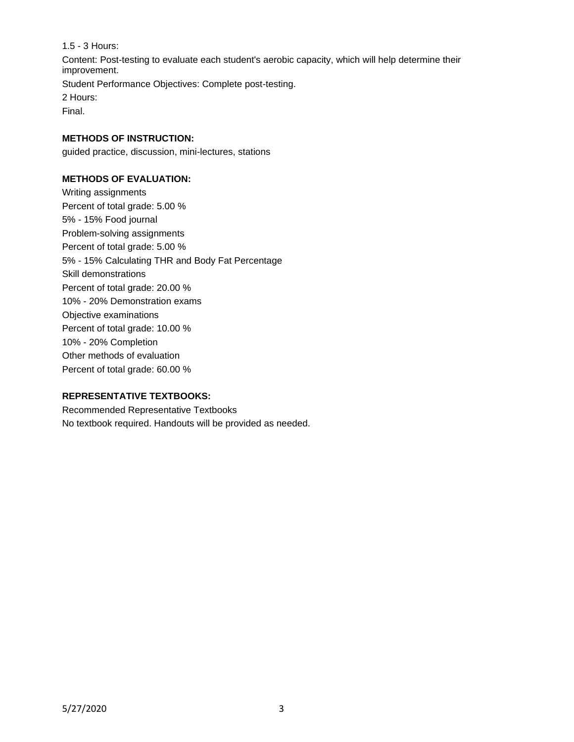1.5 - 3 Hours:

Content: Post-testing to evaluate each student's aerobic capacity, which will help determine their improvement.

Student Performance Objectives: Complete post-testing.

2 Hours:

Final.

**METHODS OF INSTRUCTION:**

guided practice, discussion, mini-lectures, stations

**METHODS OF EVALUATION:**

Writing assignments

Percent of total grade: 5.00 %

5% - 15% Food journal

Problem-solving assignments

Percent of total grade: 5.00 %

5% - 15% Calculating THR and Body Fat Percentage

Skill demonstrations

Percent of total grade: 20.00 %

10% - 20% Demonstration exams

Objective examinations

Percent of total grade: 10.00 %

10% - 20% Completion

Other methods of evaluation

Percent of total grade: 60.00 %

**REPRESENTATIVE TEXTBOOKS:**

Recommended Representative Textbooks

No textbook required. Handouts will be provided as needed.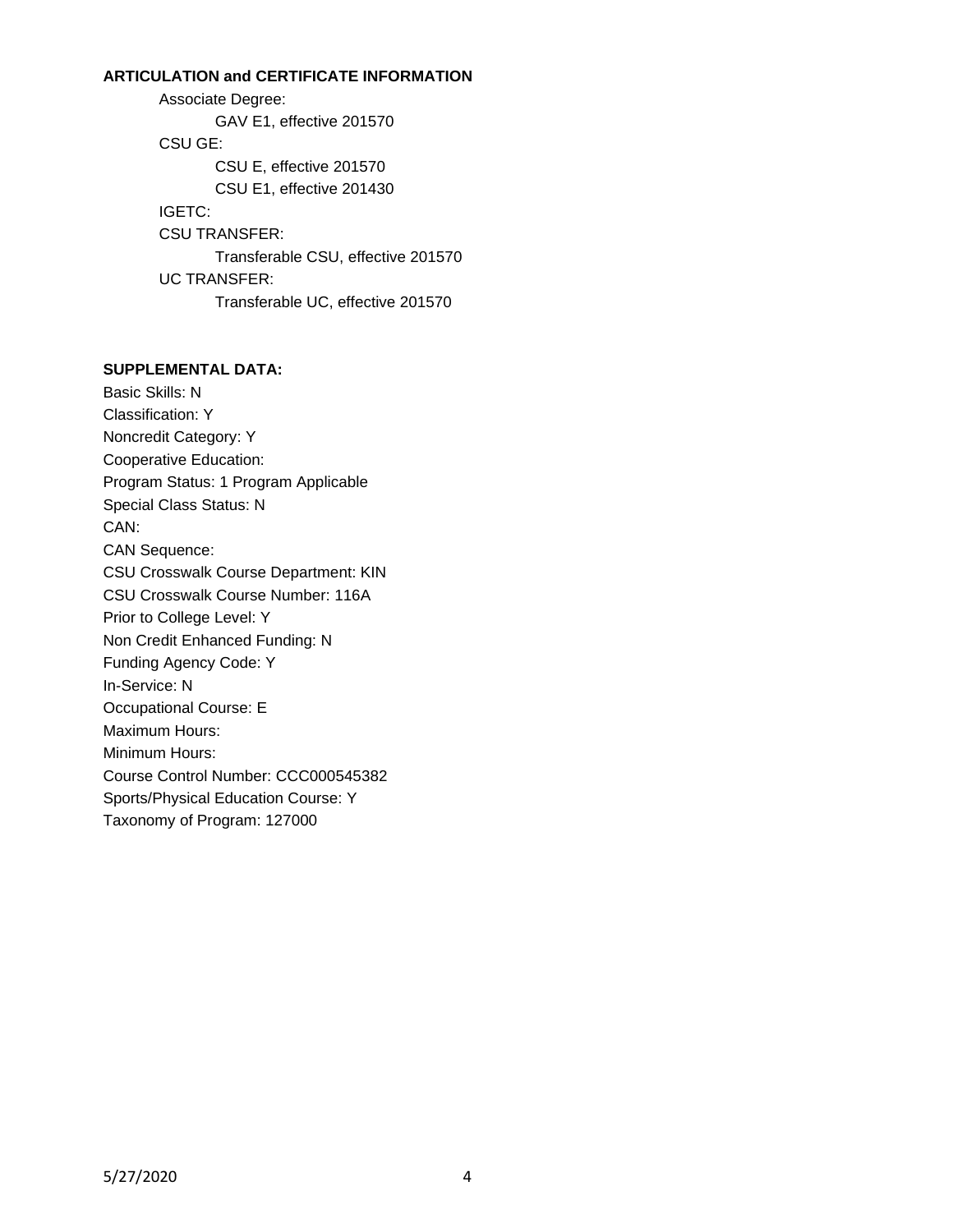**ARTICULATION and CERTIFICATE INFORMATION**

Associate Degree:

GAV E1, effective 201570

CSU GE:

CSU E, effective 201570

CSU E1, effective 201430

IGETC:

CSU TRANSFER:

Transferable CSU, effective 201570

UC TRANSFER:

Transferable UC, effective 201570

**SUPPLEMENTAL DATA:**

Basic Skills: N
Classification: Y
Noncredit Category: Y
Cooperative Education:
Program Status: 1 Program Applicable
Special Class Status: N
CAN:
CAN Sequence:
CSU Crosswalk Course Department: KIN
CSU Crosswalk Course Number: 116A
Prior to College Level: Y
Non Credit Enhanced Funding: N
Funding Agency Code: Y
In-Service: N
Occupational Course: E
Maximum Hours:
Minimum Hours:
Course Control Number: CCC000545382
Sports/Physical Education Course: Y
Taxonomy of Program: 127000